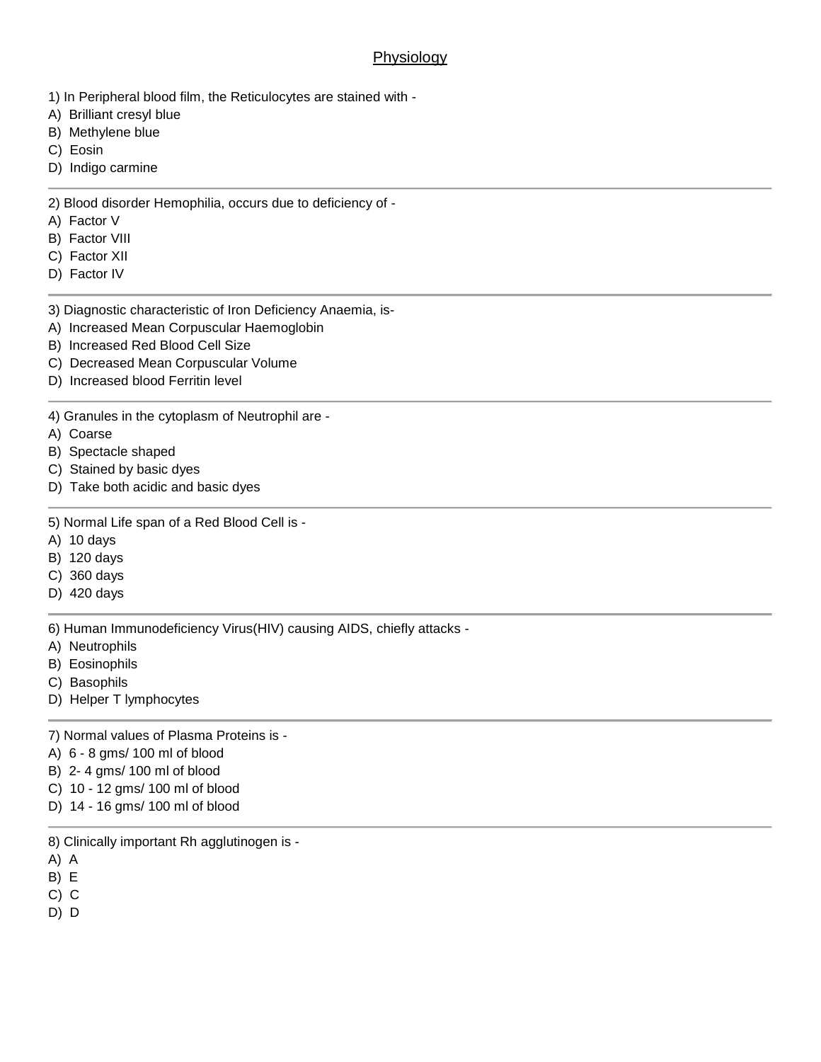# Physiology

1) In Peripheral blood film, the Reticulocytes are stained with -
A) Brilliant cresyl blue
B) Methylene blue
C) Eosin
D) Indigo carmine

---

2) Blood disorder Hemophilia, occurs due to deficiency of -
A) Factor V
B) Factor VIII
C) Factor XII
D) Factor IV

---

3) Diagnostic characteristic of Iron Deficiency Anaemia, is-
A) Increased Mean Corpuscular Haemoglobin
B) Increased Red Blood Cell Size
C) Decreased Mean Corpuscular Volume
D) Increased blood Ferritin level

---

4) Granules in the cytoplasm of Neutrophil are -
A) Coarse
B) Spectacle shaped
C) Stained by basic dyes
D) Take both acidic and basic dyes

---

5) Normal Life span of a Red Blood Cell is -
A) 10 days
B) 120 days
C) 360 days
D) 420 days

---

6) Human Immunodeficiency Virus(HIV) causing AIDS, chiefly attacks -
A) Neutrophils
B) Eosinophils
C) Basophils
D) Helper T lymphocytes

---

7) Normal values of Plasma Proteins is -
A) 6 - 8 gms/ 100 ml of blood
B) 2- 4 gms/ 100 ml of blood
C) 10 - 12 gms/ 100 ml of blood
D) 14 - 16 gms/ 100 ml of blood

---

8) Clinically important Rh agglutinogen is -
A) A
B) E
C) C
D) D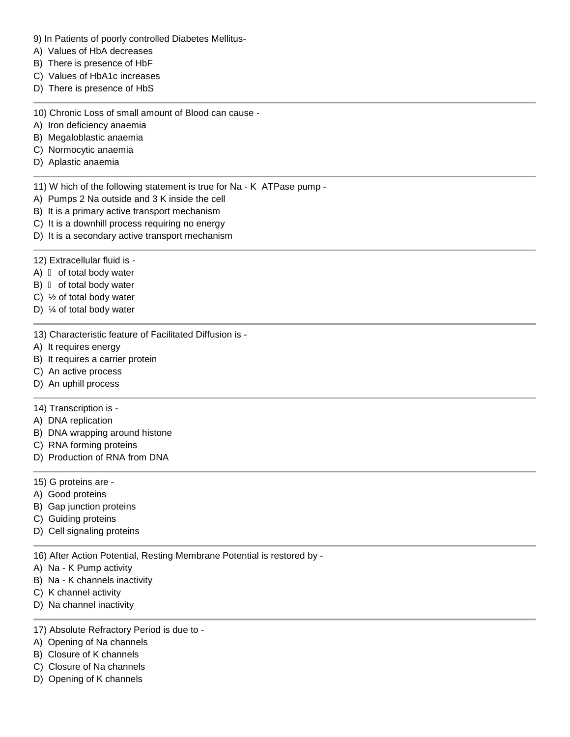9) In Patients of poorly controlled Diabetes Mellitus-

A) Values of HbA decreases

B) There is presence of HbF

C) Values of HbA1c increases

D) There is presence of HbS

---

10) Chronic Loss of small amount of Blood can cause -

A) Iron deficiency anaemia

B) Megaloblastic anaemia

C) Normocytic anaemia

D) Aplastic anaemia

---

11) W hich of the following statement is true for Na - K ATPase pump -

A) Pumps 2 Na outside and 3 K inside the cell

B) It is a primary active transport mechanism

C) It is a downhill process requiring no energy

D) It is a secondary active transport mechanism

---

12) Extracellular fluid is -

A)  of total body water

B)  of total body water

C) ½ of total body water

D) ¼ of total body water

---

13) Characteristic feature of Facilitated Diffusion is -

A) It requires energy

B) It requires a carrier protein

C) An active process

D) An uphill process

---

14) Transcription is -

A) DNA replication

B) DNA wrapping around histone

C) RNA forming proteins

D) Production of RNA from DNA

---

15) G proteins are -

A) Good proteins

B) Gap junction proteins

C) Guiding proteins

D) Cell signaling proteins

---

16) After Action Potential, Resting Membrane Potential is restored by -

A) Na - K Pump activity

B) Na - K channels inactivity

C) K channel activity

D) Na channel inactivity

---

17) Absolute Refractory Period is due to -

A) Opening of Na channels

B) Closure of K channels

C) Closure of Na channels

D) Opening of K channels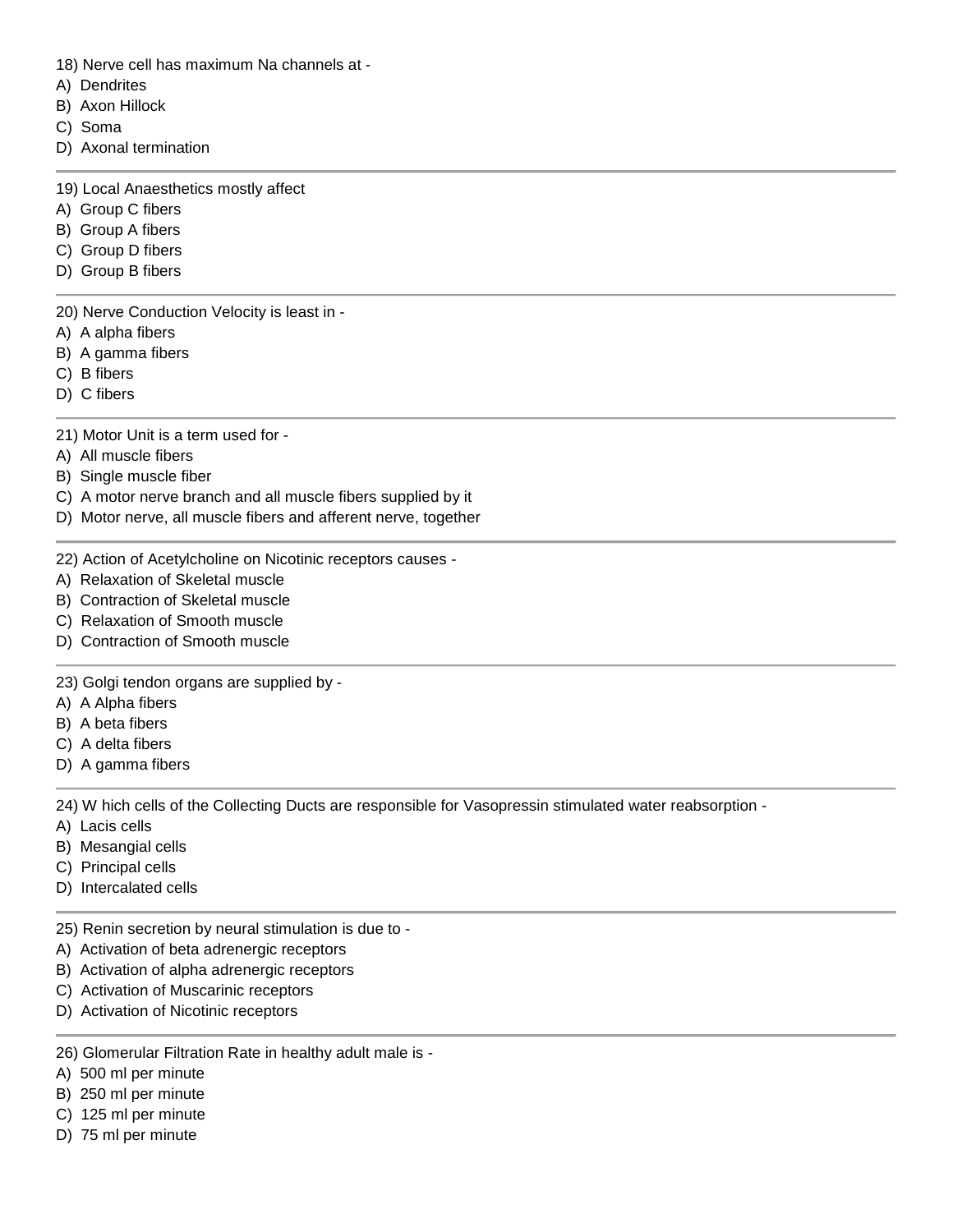18) Nerve cell has maximum Na channels at -
A) Dendrites
B) Axon Hillock
C) Soma
D) Axonal termination

---

19) Local Anaesthetics mostly affect
A) Group C fibers
B) Group A fibers
C) Group D fibers
D) Group B fibers

---

20) Nerve Conduction Velocity is least in -
A) A alpha fibers
B) A gamma fibers
C) B fibers
D) C fibers

---

21) Motor Unit is a term used for -
A) All muscle fibers
B) Single muscle fiber
C) A motor nerve branch and all muscle fibers supplied by it
D) Motor nerve, all muscle fibers and afferent nerve, together

---

22) Action of Acetylcholine on Nicotinic receptors causes -
A) Relaxation of Skeletal muscle
B) Contraction of Skeletal muscle
C) Relaxation of Smooth muscle
D) Contraction of Smooth muscle

---

23) Golgi tendon organs are supplied by -
A) A Alpha fibers
B) A beta fibers
C) A delta fibers
D) A gamma fibers

---

24) W hich cells of the Collecting Ducts are responsible for Vasopressin stimulated water reabsorption -
A) Lacis cells
B) Mesangial cells
C) Principal cells
D) Intercalated cells

---

25) Renin secretion by neural stimulation is due to -
A) Activation of beta adrenergic receptors
B) Activation of alpha adrenergic receptors
C) Activation of Muscarinic receptors
D) Activation of Nicotinic receptors

---

26) Glomerular Filtration Rate in healthy adult male is -
A) 500 ml per minute
B) 250 ml per minute
C) 125 ml per minute
D) 75 ml per minute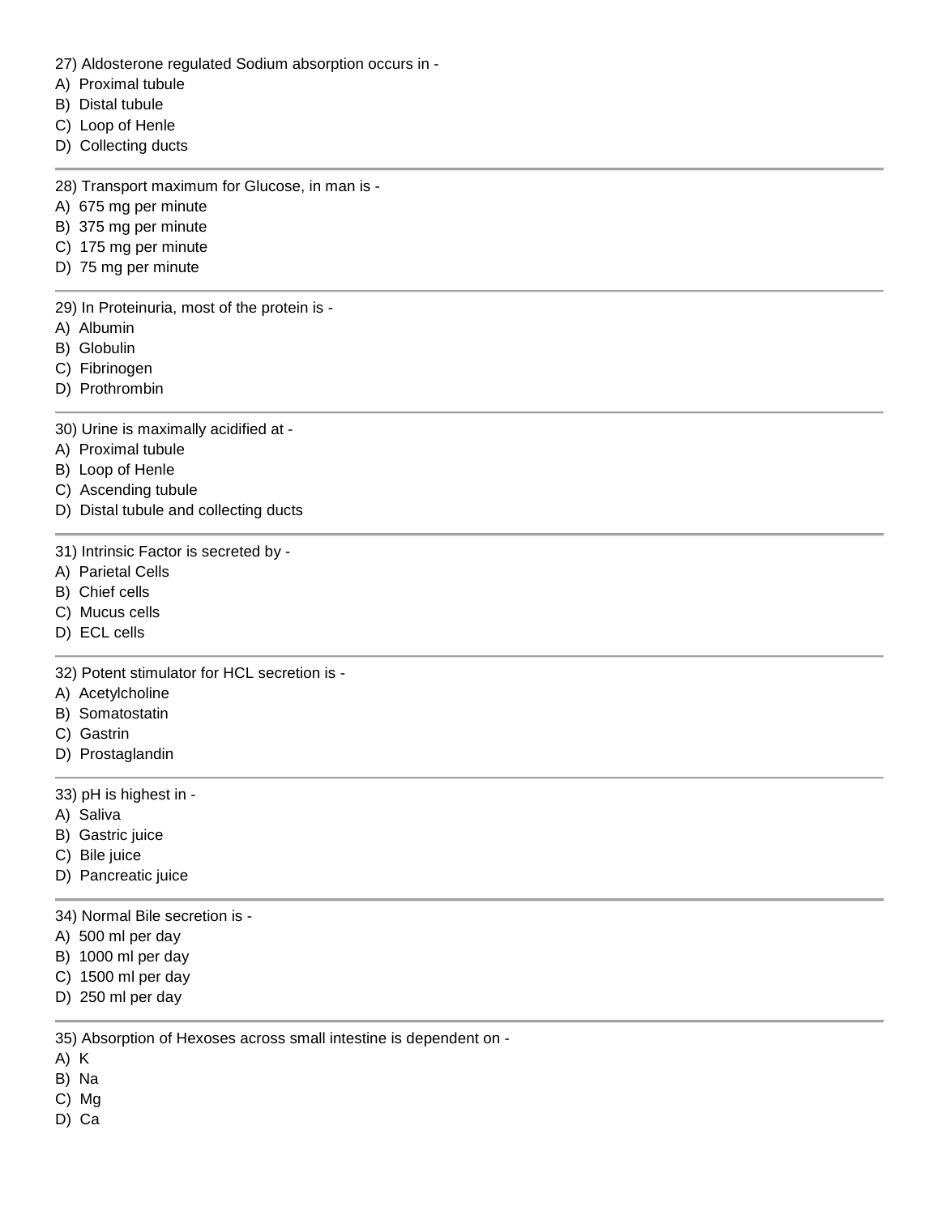27) Aldosterone regulated Sodium absorption occurs in -
A) Proximal tubule
B) Distal tubule
C) Loop of Henle
D) Collecting ducts

---

28) Transport maximum for Glucose, in man is -
A) 675 mg per minute
B) 375 mg per minute
C) 175 mg per minute
D) 75 mg per minute

---

29) In Proteinuria, most of the protein is -
A) Albumin
B) Globulin
C) Fibrinogen
D) Prothrombin

---

30) Urine is maximally acidified at -
A) Proximal tubule
B) Loop of Henle
C) Ascending tubule
D) Distal tubule and collecting ducts

---

31) Intrinsic Factor is secreted by -
A) Parietal Cells
B) Chief cells
C) Mucus cells
D) ECL cells

---

32) Potent stimulator for HCL secretion is -
A) Acetylcholine
B) Somatostatin
C) Gastrin
D) Prostaglandin

---

33) pH is highest in -
A) Saliva
B) Gastric juice
C) Bile juice
D) Pancreatic juice

---

34) Normal Bile secretion is -
A) 500 ml per day
B) 1000 ml per day
C) 1500 ml per day
D) 250 ml per day

---

35) Absorption of Hexoses across small intestine is dependent on -
A) K
B) Na
C) Mg
D) Ca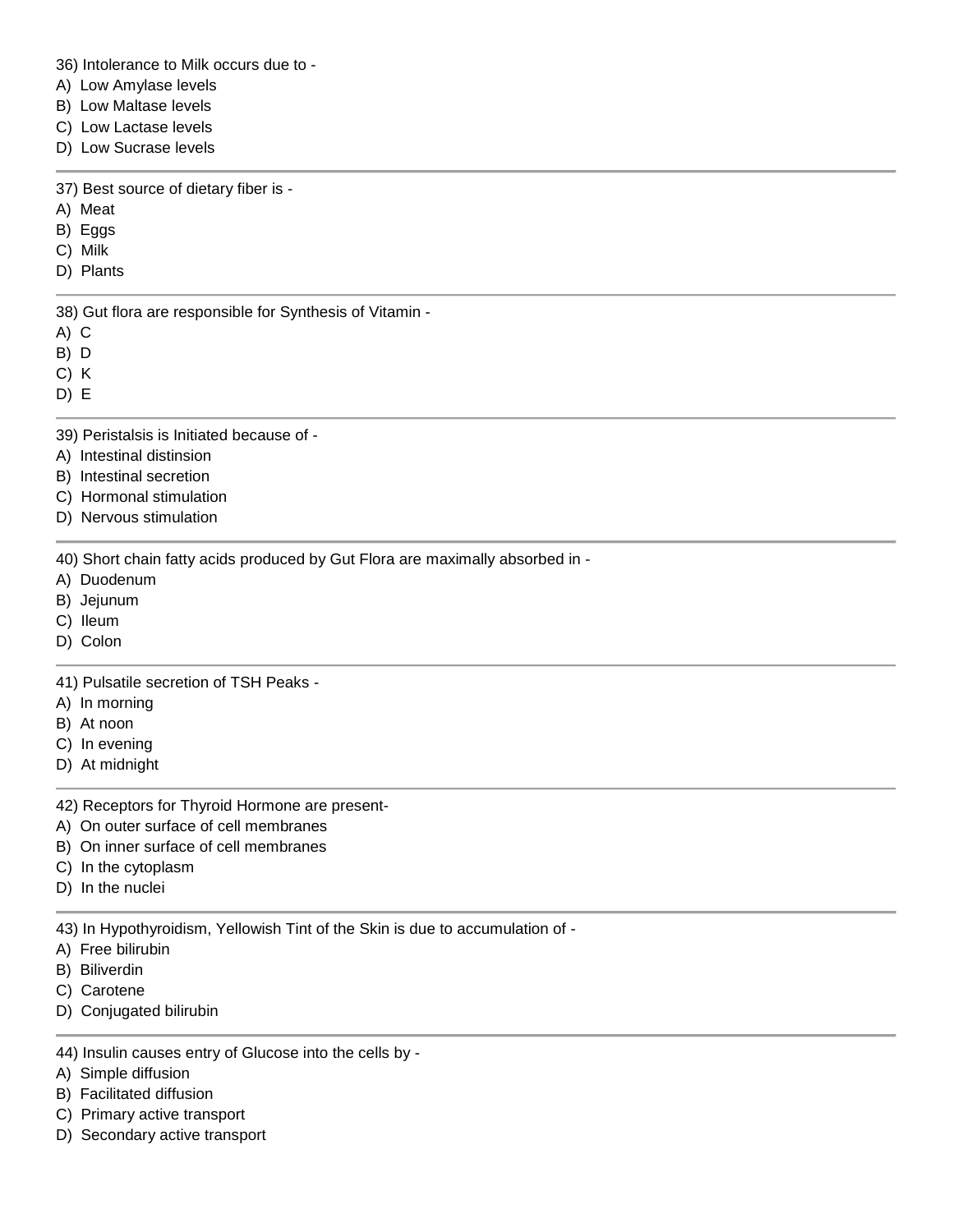36) Intolerance to Milk occurs due to -
A) Low Amylase levels
B) Low Maltase levels
C) Low Lactase levels
D) Low Sucrase levels

---

37) Best source of dietary fiber is -
A) Meat
B) Eggs
C) Milk
D) Plants

---

38) Gut flora are responsible for Synthesis of Vitamin -
A) C
B) D
C) K
D) E

---

39) Peristalsis is Initiated because of -
A) Intestinal distinsion
B) Intestinal secretion
C) Hormonal stimulation
D) Nervous stimulation

---

40) Short chain fatty acids produced by Gut Flora are maximally absorbed in -
A) Duodenum
B) Jejunum
C) Ileum
D) Colon

---

41) Pulsatile secretion of TSH Peaks -
A) In morning
B) At noon
C) In evening
D) At midnight

---

42) Receptors for Thyroid Hormone are present-
A) On outer surface of cell membranes
B) On inner surface of cell membranes
C) In the cytoplasm
D) In the nuclei

---

43) In Hypothyroidism, Yellowish Tint of the Skin is due to accumulation of -
A) Free bilirubin
B) Biliverdin
C) Carotene
D) Conjugated bilirubin

---

44) Insulin causes entry of Glucose into the cells by -
A) Simple diffusion
B) Facilitated diffusion
C) Primary active transport
D) Secondary active transport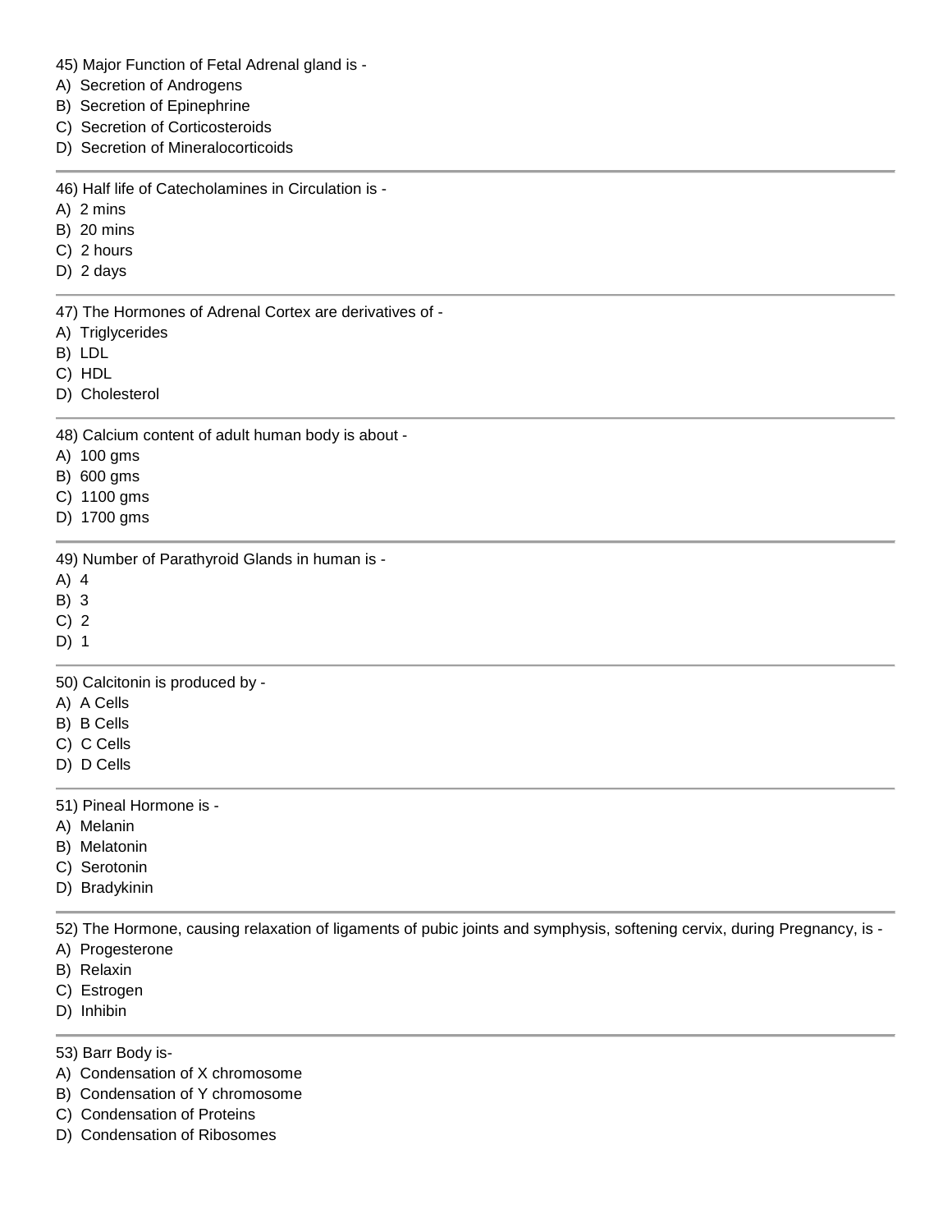45) Major Function of Fetal Adrenal gland is -
A)  Secretion of Androgens
B)  Secretion of Epinephrine
C)  Secretion of Corticosteroids
D)  Secretion of Mineralocorticoids

---

46) Half life of Catecholamines in Circulation is -
A)  2 mins
B)  20 mins
C)  2 hours
D)  2 days

---

47) The Hormones of Adrenal Cortex are derivatives of -
A)  Triglycerides
B)  LDL
C)  HDL
D)  Cholesterol

---

48) Calcium content of adult human body is about -
A)  100 gms
B)  600 gms
C)  1100 gms
D)  1700 gms

---

49) Number of Parathyroid Glands in human is -
A)  4
B)  3
C)  2
D)  1

---

50) Calcitonin is produced by -
A)  A Cells
B)  B Cells
C)  C Cells
D)  D Cells

---

51) Pineal Hormone is -
A)  Melanin
B)  Melatonin
C)  Serotonin
D)  Bradykinin

---

52) The Hormone, causing relaxation of ligaments of pubic joints and symphysis, softening cervix, during Pregnancy, is -
A)  Progesterone
B)  Relaxin
C)  Estrogen
D)  Inhibin

---

53) Barr Body is-
A)  Condensation of X chromosome
B)  Condensation of Y chromosome
C)  Condensation of Proteins
D)  Condensation of Ribosomes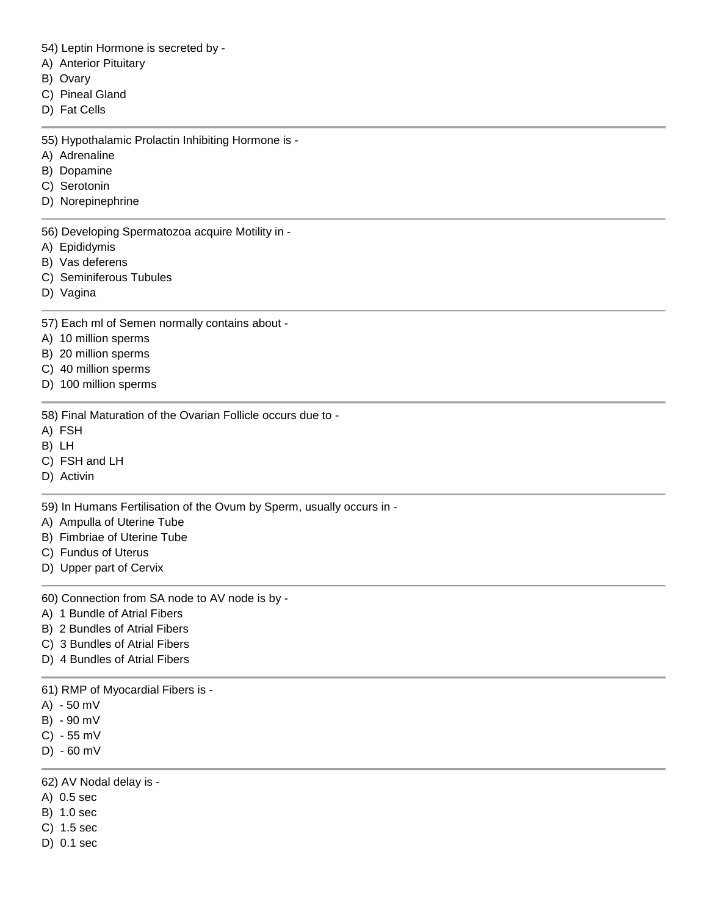54) Leptin Hormone is secreted by -
A) Anterior Pituitary
B) Ovary
C) Pineal Gland
D) Fat Cells

---

55) Hypothalamic Prolactin Inhibiting Hormone is -
A) Adrenaline
B) Dopamine
C) Serotonin
D) Norepinephrine

---

56) Developing Spermatozoa acquire Motility in -
A) Epididymis
B) Vas deferens
C) Seminiferous Tubules
D) Vagina

---

57) Each ml of Semen normally contains about -
A) 10 million sperms
B) 20 million sperms
C) 40 million sperms
D) 100 million sperms

---

58) Final Maturation of the Ovarian Follicle occurs due to -
A) FSH
B) LH
C) FSH and LH
D) Activin

---

59) In Humans Fertilisation of the Ovum by Sperm, usually occurs in -
A) Ampulla of Uterine Tube
B) Fimbriae of Uterine Tube
C) Fundus of Uterus
D) Upper part of Cervix

---

60) Connection from SA node to AV node is by -
A) 1 Bundle of Atrial Fibers
B) 2 Bundles of Atrial Fibers
C) 3 Bundles of Atrial Fibers
D) 4 Bundles of Atrial Fibers

---

61) RMP of Myocardial Fibers is -
A) - 50 mV
B) - 90 mV
C) - 55 mV
D) - 60 mV

---

62) AV Nodal delay is -
A) 0.5 sec
B) 1.0 sec
C) 1.5 sec
D) 0.1 sec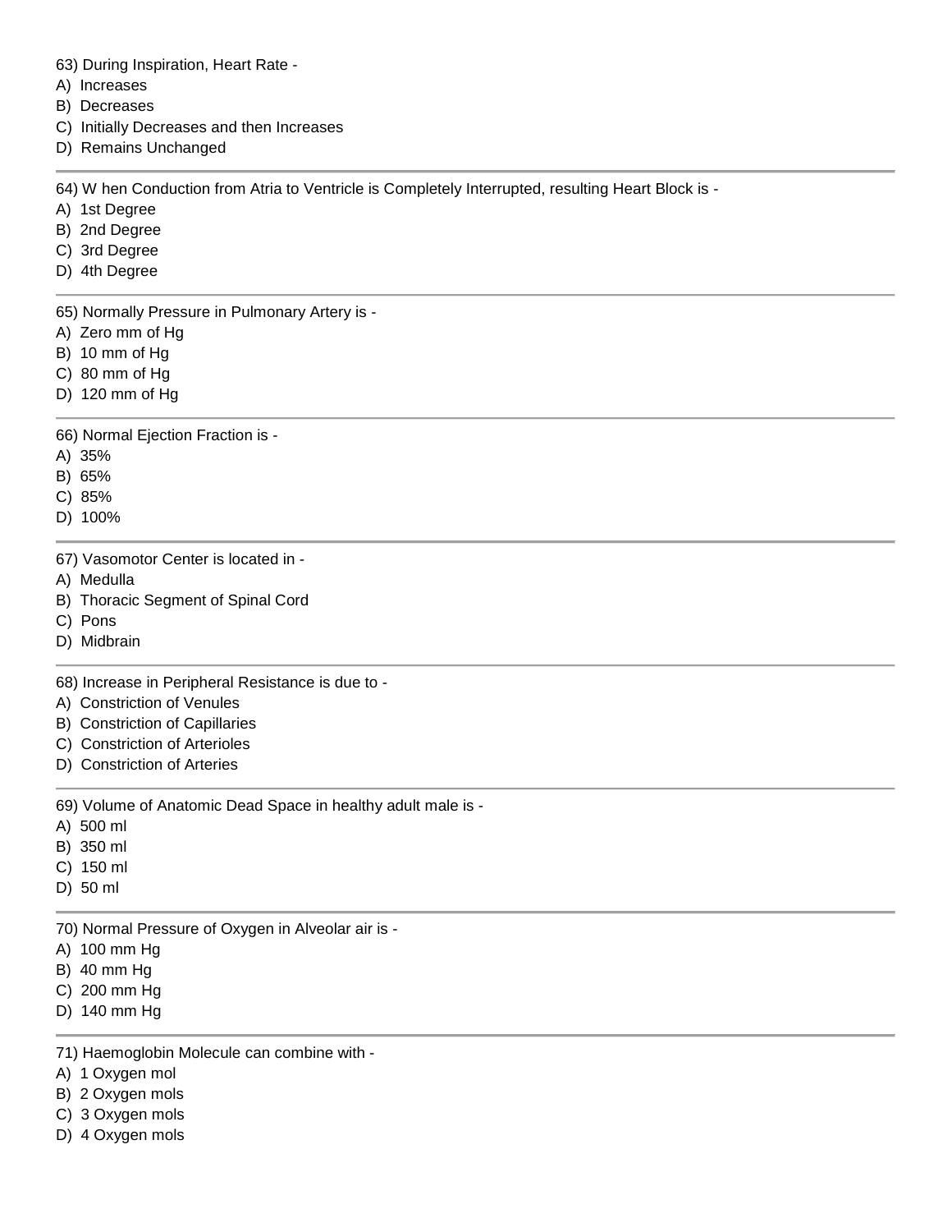63) During Inspiration, Heart Rate -
A) Increases
B) Decreases
C) Initially Decreases and then Increases
D) Remains Unchanged

---

64) W hen Conduction from Atria to Ventricle is Completely Interrupted, resulting Heart Block is -
A) 1st Degree
B) 2nd Degree
C) 3rd Degree
D) 4th Degree

---

65) Normally Pressure in Pulmonary Artery is -
A) Zero mm of Hg
B) 10 mm of Hg
C) 80 mm of Hg
D) 120 mm of Hg

---

66) Normal Ejection Fraction is -
A) 35%
B) 65%
C) 85%
D) 100%

---

67) Vasomotor Center is located in -
A) Medulla
B) Thoracic Segment of Spinal Cord
C) Pons
D) Midbrain

---

68) Increase in Peripheral Resistance is due to -
A) Constriction of Venules
B) Constriction of Capillaries
C) Constriction of Arterioles
D) Constriction of Arteries

---

69) Volume of Anatomic Dead Space in healthy adult male is -
A) 500 ml
B) 350 ml
C) 150 ml
D) 50 ml

---

70) Normal Pressure of Oxygen in Alveolar air is -
A) 100 mm Hg
B) 40 mm Hg
C) 200 mm Hg
D) 140 mm Hg

---

71) Haemoglobin Molecule can combine with -
A) 1 Oxygen mol
B) 2 Oxygen mols
C) 3 Oxygen mols
D) 4 Oxygen mols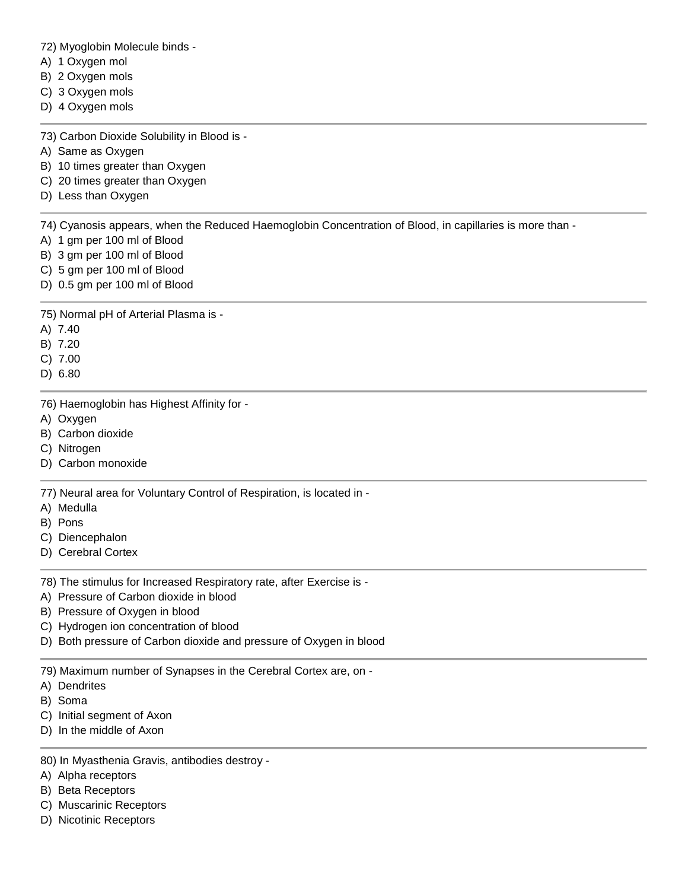72) Myoglobin Molecule binds -
A) 1 Oxygen mol
B) 2 Oxygen mols
C) 3 Oxygen mols
D) 4 Oxygen mols

---

73) Carbon Dioxide Solubility in Blood is -
A) Same as Oxygen
B) 10 times greater than Oxygen
C) 20 times greater than Oxygen
D) Less than Oxygen

---

74) Cyanosis appears, when the Reduced Haemoglobin Concentration of Blood, in capillaries is more than -
A) 1 gm per 100 ml of Blood
B) 3 gm per 100 ml of Blood
C) 5 gm per 100 ml of Blood
D) 0.5 gm per 100 ml of Blood

---

75) Normal pH of Arterial Plasma is -
A) 7.40
B) 7.20
C) 7.00
D) 6.80

---

76) Haemoglobin has Highest Affinity for -
A) Oxygen
B) Carbon dioxide
C) Nitrogen
D) Carbon monoxide

---

77) Neural area for Voluntary Control of Respiration, is located in -
A) Medulla
B) Pons
C) Diencephalon
D) Cerebral Cortex

---

78) The stimulus for Increased Respiratory rate, after Exercise is -
A) Pressure of Carbon dioxide in blood
B) Pressure of Oxygen in blood
C) Hydrogen ion concentration of blood
D) Both pressure of Carbon dioxide and pressure of Oxygen in blood

---

79) Maximum number of Synapses in the Cerebral Cortex are, on -
A) Dendrites
B) Soma
C) Initial segment of Axon
D) In the middle of Axon

---

80) In Myasthenia Gravis, antibodies destroy -
A) Alpha receptors
B) Beta Receptors
C) Muscarinic Receptors
D) Nicotinic Receptors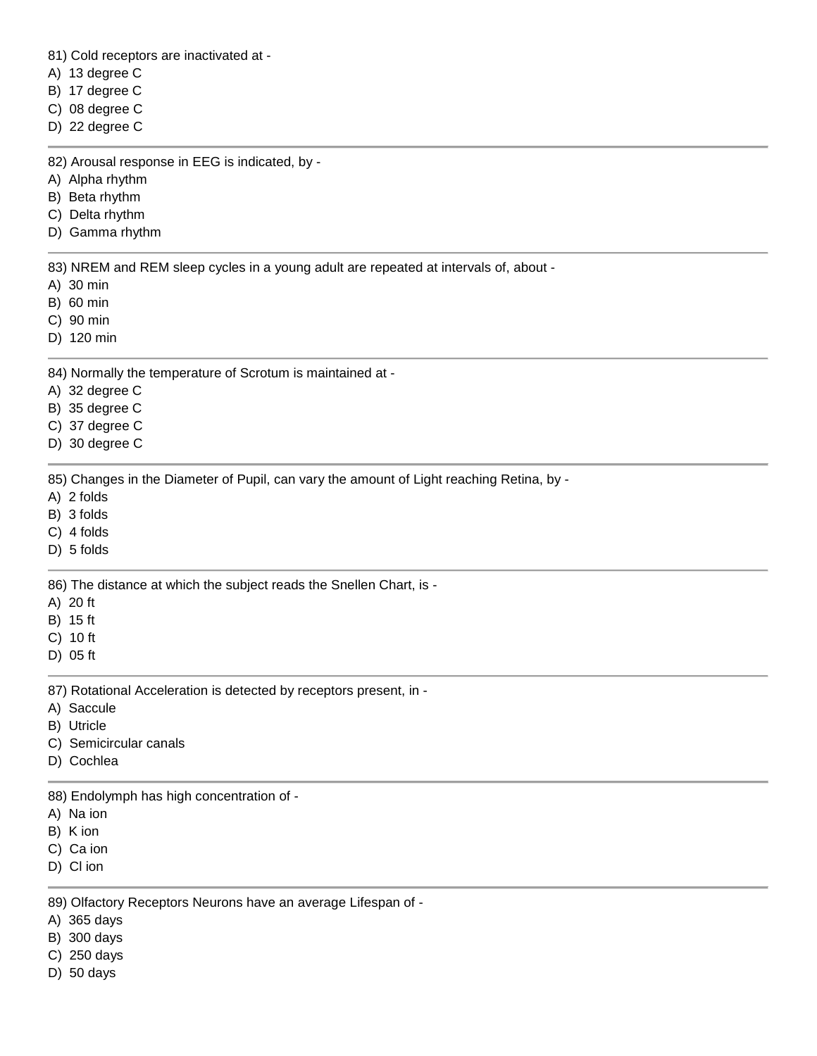81) Cold receptors are inactivated at -
A) 13 degree C
B) 17 degree C
C) 08 degree C
D) 22 degree C

---

82) Arousal response in EEG is indicated, by -
A) Alpha rhythm
B) Beta rhythm
C) Delta rhythm
D) Gamma rhythm

---

83) NREM and REM sleep cycles in a young adult are repeated at intervals of, about -
A) 30 min
B) 60 min
C) 90 min
D) 120 min

---

84) Normally the temperature of Scrotum is maintained at -
A) 32 degree C
B) 35 degree C
C) 37 degree C
D) 30 degree C

---

85) Changes in the Diameter of Pupil, can vary the amount of Light reaching Retina, by -
A) 2 folds
B) 3 folds
C) 4 folds
D) 5 folds

---

86) The distance at which the subject reads the Snellen Chart, is -
A) 20 ft
B) 15 ft
C) 10 ft
D) 05 ft

---

87) Rotational Acceleration is detected by receptors present, in -
A) Saccule
B) Utricle
C) Semicircular canals
D) Cochlea

---

88) Endolymph has high concentration of -
A) Na ion
B) K ion
C) Ca ion
D) Cl ion

---

89) Olfactory Receptors Neurons have an average Lifespan of -
A) 365 days
B) 300 days
C) 250 days
D) 50 days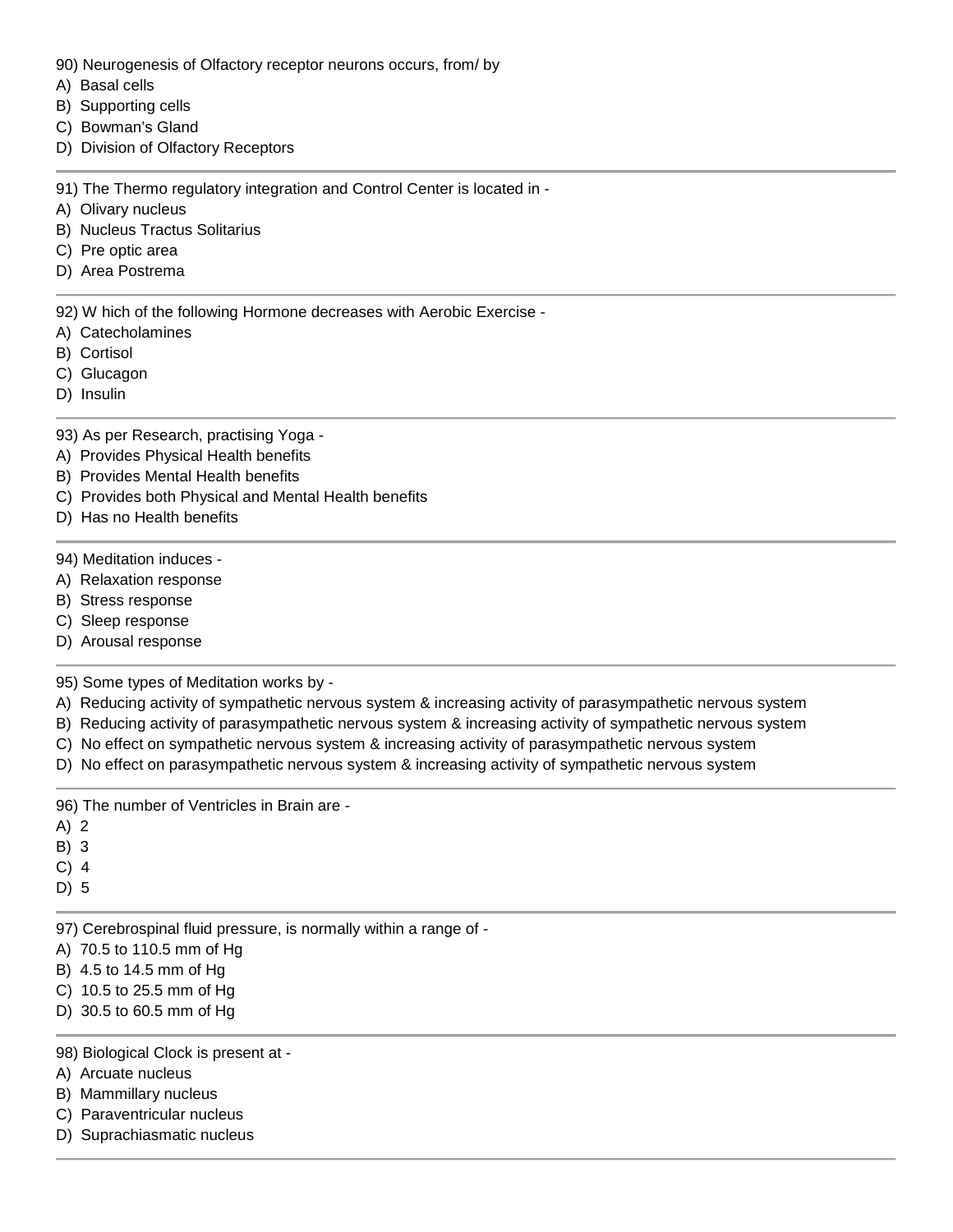90) Neurogenesis of Olfactory receptor neurons occurs, from/ by

A) Basal cells
B) Supporting cells
C) Bowman's Gland
D) Division of Olfactory Receptors

---

91) The Thermo regulatory integration and Control Center is located in -

A) Olivary nucleus
B) Nucleus Tractus Solitarius
C) Pre optic area
D) Area Postrema

---

92) W hich of the following Hormone decreases with Aerobic Exercise -

A) Catecholamines
B) Cortisol
C) Glucagon
D) Insulin

---

93) As per Research, practising Yoga -

A) Provides Physical Health benefits
B) Provides Mental Health benefits
C) Provides both Physical and Mental Health benefits
D) Has no Health benefits

---

94) Meditation induces -

A) Relaxation response
B) Stress response
C) Sleep response
D) Arousal response

---

95) Some types of Meditation works by -

A) Reducing activity of sympathetic nervous system & increasing activity of parasympathetic nervous system
B) Reducing activity of parasympathetic nervous system & increasing activity of sympathetic nervous system
C) No effect on sympathetic nervous system & increasing activity of parasympathetic nervous system
D) No effect on parasympathetic nervous system & increasing activity of sympathetic nervous system

---

96) The number of Ventricles in Brain are -

A) 2
B) 3
C) 4
D) 5

---

97) Cerebrospinal fluid pressure, is normally within a range of -

A) 70.5 to 110.5 mm of Hg
B) 4.5 to 14.5 mm of Hg
C) 10.5 to 25.5 mm of Hg
D) 30.5 to 60.5 mm of Hg

---

98) Biological Clock is present at -

A) Arcuate nucleus
B) Mammillary nucleus
C) Paraventricular nucleus
D) Suprachiasmatic nucleus

---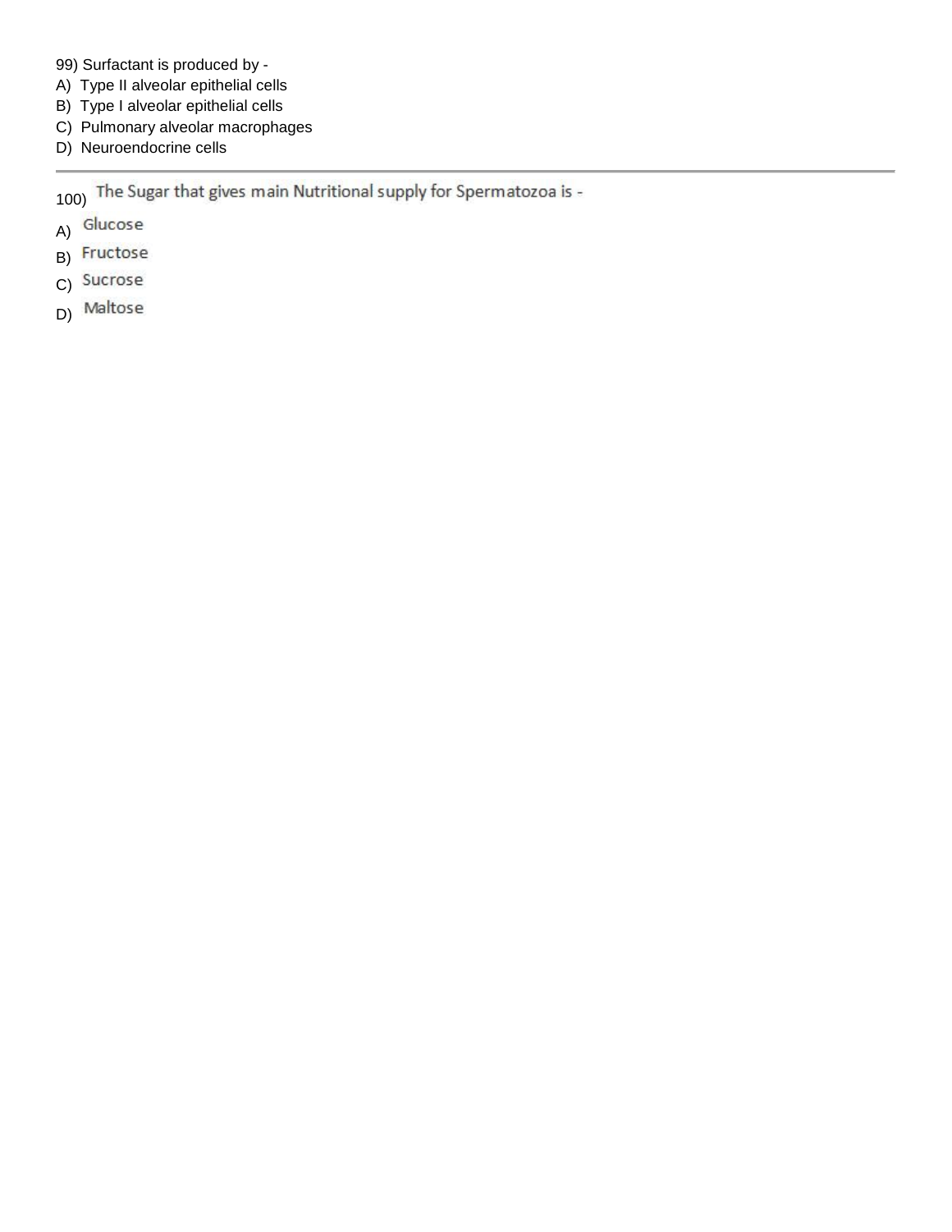99) Surfactant is produced by -

A) Type II alveolar epithelial cells

B) Type I alveolar epithelial cells

C) Pulmonary alveolar macrophages

D) Neuroendocrine cells

---

100) The Sugar that gives main Nutritional supply for Spermatozoa is -

A) Glucose

B) Fructose

C) Sucrose

D) Maltose